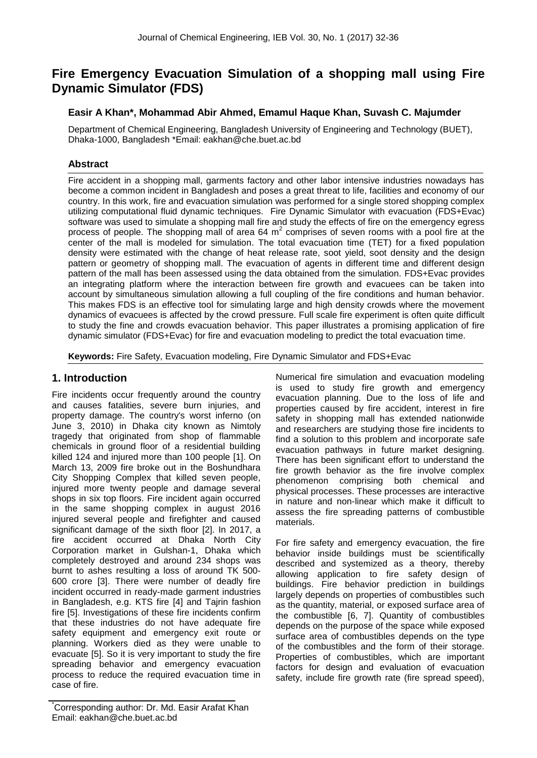# Fire Emergency Evacuation Simulation of a shopping mall using Fire Dynamic Simulator (FDS)

**Easir A Khan\*, Mohammad Abir Ahmed, Emamul Haque Khan, Suvash C. Majumder**

Department of Chemical Engineering, Bangladesh University of Engineering and Technology (BUET), Dhaka-1000, Bangladesh \*Email: eakhan@che.buet.ac.bd

## Abstract

Fire accident in a shopping mall, garments factory and other labor intensive industries nowadays has become a common incident in Bangladesh and poses a great threat to life, facilities and economy of our country. In this work, fire and evacuation simulation was performed for a single stored shopping complex utilizing computational fluid dynamic techniques. Fire Dynamic Simulator with evacuation (FDS+Evac) software was used to simulate a shopping mall fire and study the effects of fire on the emergency egress process of people. The shopping mall of area 64 $m^2$ comprises of seven rooms with a pool fire at the center of the mall is modeled for simulation. The total evacuation time (TET) for a fixed population density were estimated with the change of heat release rate, soot yield, soot density and the design pattern or geometry of shopping mall. The evacuation of agents in different time and different design pattern of the mall has been assessed using the data obtained from the simulation. FDS+Evac provides an integrating platform where the interaction between fire growth and evacuees can be taken into account by simultaneous simulation allowing a full coupling of the fire conditions and human behavior. This makes FDS is an effective tool for simulating large and high density crowds where the movement dynamics of evacuees is affected by the crowd pressure. Full scale fire experiment is often quite difficult to study the fine and crowds evacuation behavior. This paper illustrates a promising application of fire dynamic simulator (FDS+Evac) for fire and evacuation modeling to predict the total evacuation time.

**Keywords:** Fire Safety, Evacuation modeling, Fire Dynamic Simulator and FDS+Evac

## 1. Introduction

Fire incidents occur frequently around the country and causes fatalities, severe burn injuries, and property damage. The country's worst inferno (on June 3, 2010) in Dhaka city known as Nimtoly tragedy that originated from shop of flammable chemicals in ground floor of a residential building killed 124 and injured more than 100 people [1]. On March 13, 2009 fire broke out in the Boshundhara City Shopping Complex that killed seven people, injured more twenty people and damage several shops in six top floors. Fire incident again occurred in the same shopping complex in august 2016 injured several people and firefighter and caused significant damage of the sixth floor [2]. In 2017, a fire accident occurred at Dhaka North City Corporation market in Gulshan-1, Dhaka which completely destroyed and around 234 shops was burnt to ashes resulting a loss of around TK 500-600 crore [3]. There were number of deadly fire incident occurred in ready-made garment industries in Bangladesh, e.g. KTS fire [4] and Tajrin fashion fire [5]. Investigations of these fire incidents confirm that these industries do not have adequate fire safety equipment and emergency exit route or planning. Workers died as they were unable to evacuate [5]. So it is very important to study the fire spreading behavior and emergency evacuation process to reduce the required evacuation time in case of fire.

Numerical fire simulation and evacuation modeling is used to study fire growth and emergency evacuation planning. Due to the loss of life and properties caused by fire accident, interest in fire safety in shopping mall has extended nationwide and researchers are studying those fire incidents to find a solution to this problem and incorporate safe evacuation pathways in future market designing. There has been significant effort to understand the fire growth behavior as the fire involve complex phenomenon comprising both chemical and physical processes. These processes are interactive in nature and non-linear which make it difficult to assess the fire spreading patterns of combustible materials.

For fire safety and emergency evacuation, the fire behavior inside buildings must be scientifically described and systemized as a theory, thereby allowing application to fire safety design of buildings. Fire behavior prediction in buildings largely depends on properties of combustibles such as the quantity, material, or exposed surface area of the combustible [6, 7]. Quantity of combustibles depends on the purpose of the space while exposed surface area of combustibles depends on the type of the combustibles and the form of their storage. Properties of combustibles, which are important factors for design and evaluation of evacuation safety, include fire growth rate (fire spread speed),

\*Corresponding author: Dr. Md. Easir Arafat Khan
Email: eakhan@che.buet.ac.bd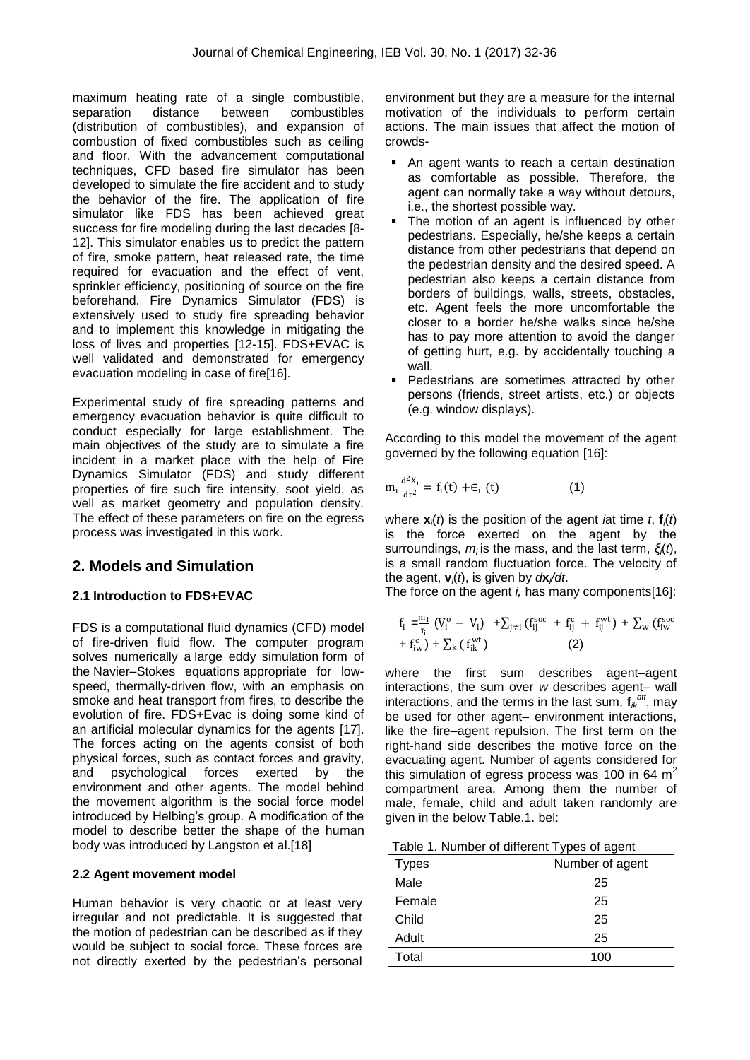maximum heating rate of a single combustible, separation distance between combustibles (distribution of combustibles), and expansion of combustion of fixed combustibles such as ceiling and floor. With the advancement computational techniques, CFD based fire simulator has been developed to simulate the fire accident and to study the behavior of the fire. The application of fire simulator like FDS has been achieved great success for fire modeling during the last decades [8-12]. This simulator enables us to predict the pattern of fire, smoke pattern, heat released rate, the time required for evacuation and the effect of vent, sprinkler efficiency, positioning of source on the fire beforehand. Fire Dynamics Simulator (FDS) is extensively used to study fire spreading behavior and to implement this knowledge in mitigating the loss of lives and properties [12-15]. FDS+EVAC is well validated and demonstrated for emergency evacuation modeling in case of fire[16].

Experimental study of fire spreading patterns and emergency evacuation behavior is quite difficult to conduct especially for large establishment. The main objectives of the study are to simulate a fire incident in a market place with the help of Fire Dynamics Simulator (FDS) and study different properties of fire such fire intensity, soot yield, as well as market geometry and population density. The effect of these parameters on fire on the egress process was investigated in this work.

## 2. Models and Simulation

### 2.1 Introduction to FDS+EVAC

FDS is a computational fluid dynamics (CFD) model of fire-driven fluid flow. The computer program solves numerically a large eddy simulation form of the Navier–Stokes equations appropriate for low-speed, thermally-driven flow, with an emphasis on smoke and heat transport from fires, to describe the evolution of fire. FDS+Evac is doing some kind of an artificial molecular dynamics for the agents [17]. The forces acting on the agents consist of both physical forces, such as contact forces and gravity, and psychological forces exerted by the environment and other agents. The model behind the movement algorithm is the social force model introduced by Helbing's group. A modification of the model to describe better the shape of the human body was introduced by Langston et al.[18]

### 2.2 Agent movement model

Human behavior is very chaotic or at least very irregular and not predictable. It is suggested that the motion of pedestrian can be described as if they would be subject to social force. These forces are not directly exerted by the pedestrian's personal environment but they are a measure for the internal motivation of the individuals to perform certain actions. The main issues that affect the motion of crowds-

- An agent wants to reach a certain destination as comfortable as possible. Therefore, the agent can normally take a way without detours, i.e., the shortest possible way.
- The motion of an agent is influenced by other pedestrians. Especially, he/she keeps a certain distance from other pedestrians that depend on the pedestrian density and the desired speed. A pedestrian also keeps a certain distance from borders of buildings, walls, streets, obstacles, etc. Agent feels the more uncomfortable the closer to a border he/she walks since he/she has to pay more attention to avoid the danger of getting hurt, e.g. by accidentally touching a wall.
- Pedestrians are sometimes attracted by other persons (friends, street artists, etc.) or objects (e.g. window displays).

According to this model the movement of the agent governed by the following equation [16]:

$$m_i \frac{d^2 x_i}{dt^2} = f_i(t) + \epsilon_i\ (t) \qquad (1)$$

where $\mathbf{x}_i(t)$ is the position of the agent $i$at time $t$, $\mathbf{f}_i(t)$ is the force exerted on the agent by the surroundings, $m_i$ is the mass, and the last term, $\xi_i(t)$, is a small random fluctuation force. The velocity of the agent, $\mathbf{v}_i(t)$, is given by $d\mathbf{x}_i/dt$.

The force on the agent $i$, has many components[16]:

$$f_i = \frac{m_i}{\tau_i}\left(V_i^o - V_i\right) + \sum_{j \neq i}\left(f_{ij}^{soc} + f_{ij}^{c} + f_{ij}^{wt}\right) + \sum_w \left(f_{iw}^{soc} + f_{iw}^{c}\right) + \sum_k \left(f_{ik}^{wt}\right) \qquad (2)$$

where the first sum describes agent–agent interactions, the sum over $w$ describes agent– wall interactions, and the terms in the last sum, $\mathbf{f}_{ik}^{att}$, may be used for other agent– environment interactions, like the fire–agent repulsion. The first term on the right-hand side describes the motive force on the evacuating agent. Number of agents considered for this simulation of egress process was 100 in 64 $m^2$ compartment area. Among them the number of male, female, child and adult taken randomly are given in the below Table.1. bel:

Table 1. Number of different Types of agent

| Types | Number of agent |
|---|---|
| Male | 25 |
| Female | 25 |
| Child | 25 |
| Adult | 25 |
| Total | 100 |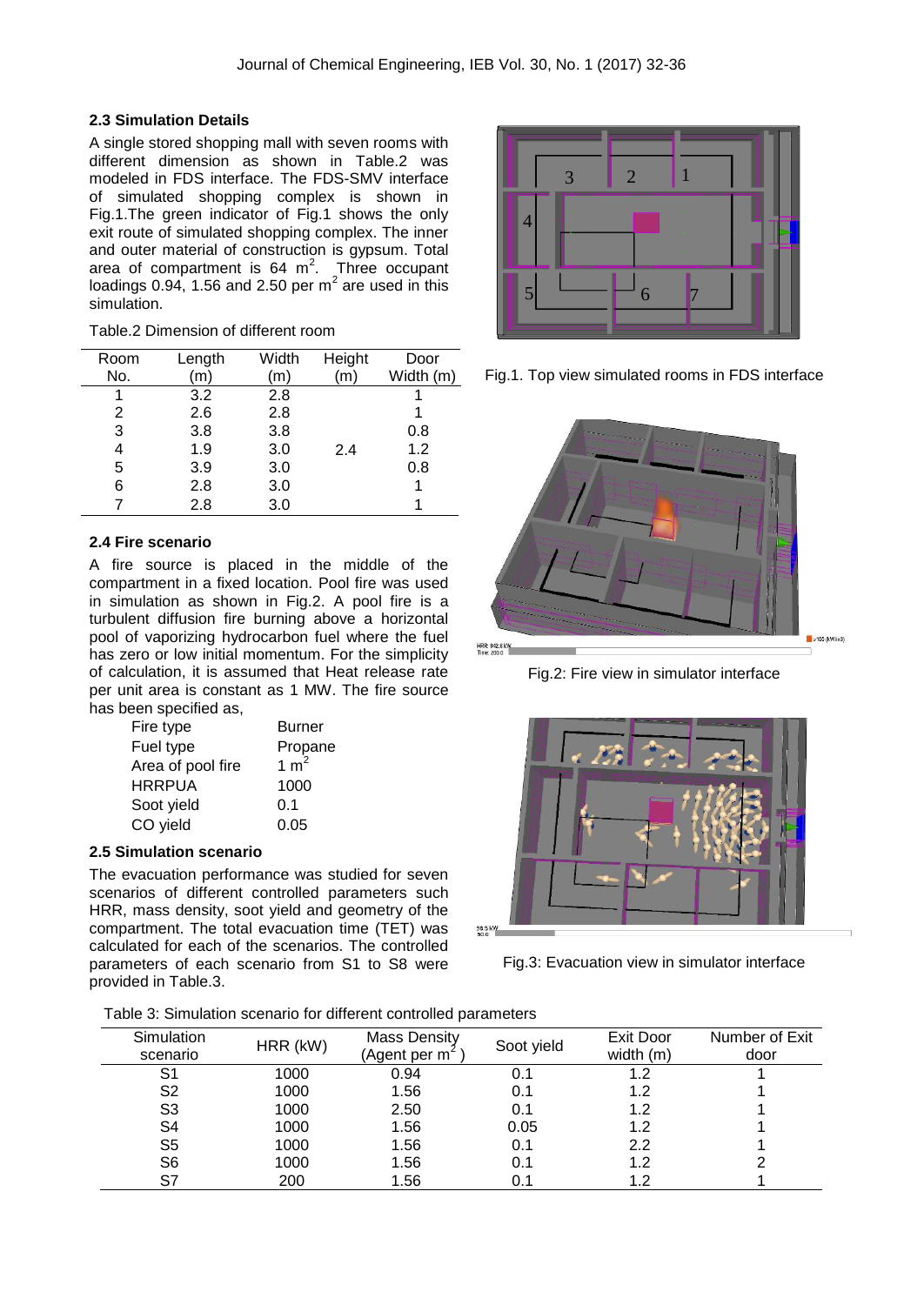### 2.3 Simulation Details

A single stored shopping mall with seven rooms with different dimension as shown in Table.2 was modeled in FDS interface. The FDS-SMV interface of simulated shopping complex is shown in Fig.1.The green indicator of Fig.1 shows the only exit route of simulated shopping complex. The inner and outer material of construction is gypsum. Total area of compartment is 64 $m^2$. Three occupant loadings 0.94, 1.56 and 2.50 per $m^2$ are used in this simulation.

Table.2 Dimension of different room

| Room No. | Length (m) | Width (m) | Height (m) | Door Width (m) |
|---|---|---|---|---|
| 1 | 3.2 | 2.8 | | 1 |
| 2 | 2.6 | 2.8 | | 1 |
| 3 | 3.8 | 3.8 | | 0.8 |
| 4 | 1.9 | 3.0 | 2.4 | 1.2 |
| 5 | 3.9 | 3.0 | | 0.8 |
| 6 | 2.8 | 3.0 | | 1 |
| 7 | 2.8 | 3.0 | | 1 |

Fig.1. Top view simulated rooms in FDS interface

### 2.4 Fire scenario

A fire source is placed in the middle of the compartment in a fixed location. Pool fire was used in simulation as shown in Fig.2. A pool fire is a turbulent diffusion fire burning above a horizontal pool of vaporizing hydrocarbon fuel where the fuel has zero or low initial momentum. For the simplicity of calculation, it is assumed that Heat release rate per unit area is constant as 1 MW. The fire source has been specified as,

| | |
|---|---|
| Fire type | Burner |
| Fuel type | Propane |
| Area of pool fire | 1 $m^2$ |
| HRRPUA | 1000 |
| Soot yield | 0.1 |
| CO yield | 0.05 |

Fig.2: Fire view in simulator interface

### 2.5 Simulation scenario

The evacuation performance was studied for seven scenarios of different controlled parameters such HRR, mass density, soot yield and geometry of the compartment. The total evacuation time (TET) was calculated for each of the scenarios. The controlled parameters of each scenario from S1 to S8 were provided in Table.3.

Fig.3: Evacuation view in simulator interface

Table 3: Simulation scenario for different controlled parameters

| Simulation scenario | HRR (kW) | Mass Density (Agent per $m^2$) | Soot yield | Exit Door width (m) | Number of Exit door |
|---|---|---|---|---|---|
| S1 | 1000 | 0.94 | 0.1 | 1.2 | 1 |
| S2 | 1000 | 1.56 | 0.1 | 1.2 | 1 |
| S3 | 1000 | 2.50 | 0.1 | 1.2 | 1 |
| S4 | 1000 | 1.56 | 0.05 | 1.2 | 1 |
| S5 | 1000 | 1.56 | 0.1 | 2.2 | 1 |
| S6 | 1000 | 1.56 | 0.1 | 1.2 | 2 |
| S7 | 200 | 1.56 | 0.1 | 1.2 | 1 |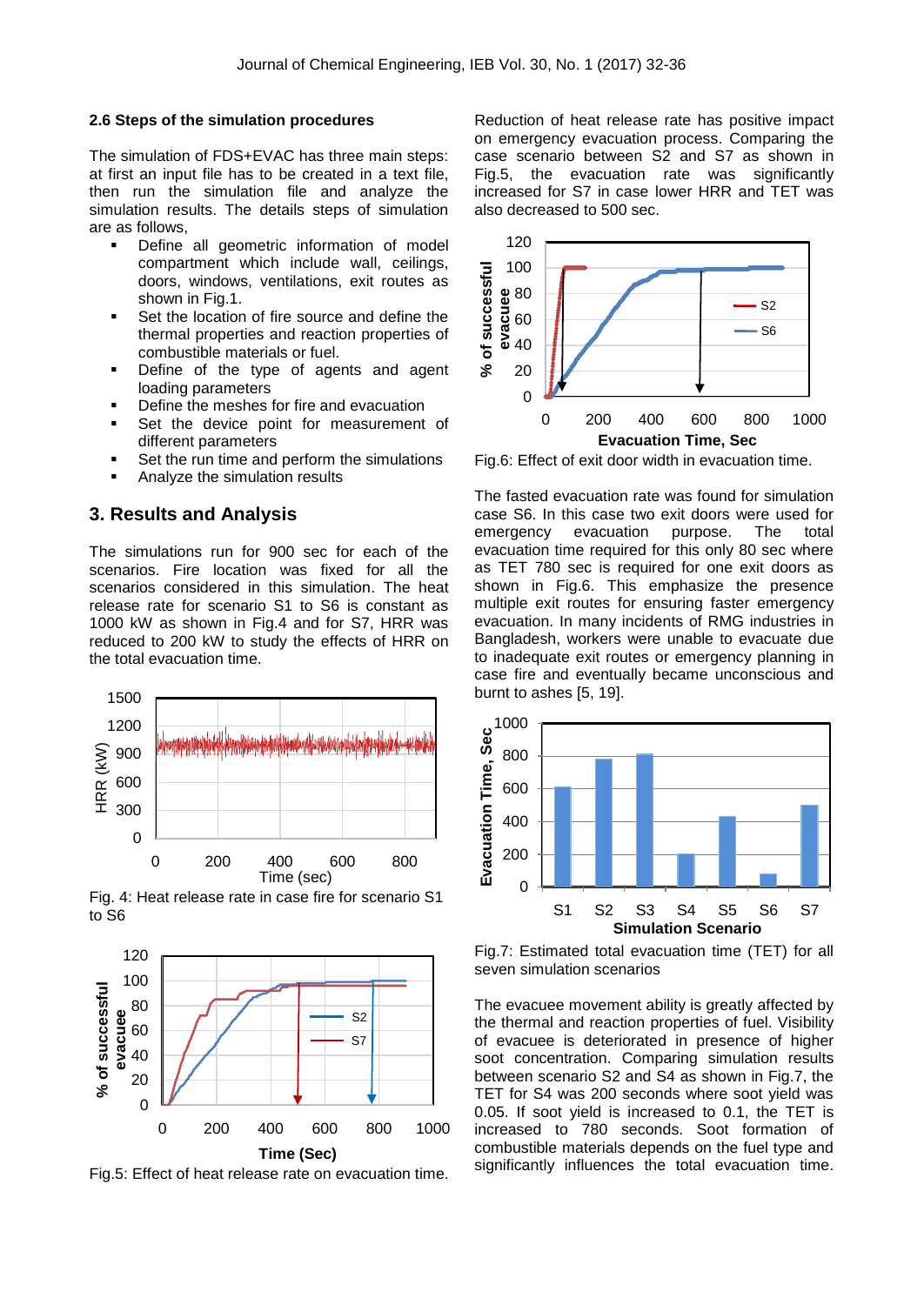### 2.6 Steps of the simulation procedures

The simulation of FDS+EVAC has three main steps: at first an input file has to be created in a text file, then run the simulation file and analyze the simulation results. The details steps of simulation are as follows,

- Define all geometric information of model compartment which include wall, ceilings, doors, windows, ventilations, exit routes as shown in Fig.1.
- Set the location of fire source and define the thermal properties and reaction properties of combustible materials or fuel.
- Define of the type of agents and agent loading parameters
- Define the meshes for fire and evacuation
- Set the device point for measurement of different parameters
- Set the run time and perform the simulations
- Analyze the simulation results

## 3. Results and Analysis

The simulations run for 900 sec for each of the scenarios. Fire location was fixed for all the scenarios considered in this simulation. The heat release rate for scenario S1 to S6 is constant as 1000 kW as shown in Fig.4 and for S7, HRR was reduced to 200 kW to study the effects of HRR on the total evacuation time.

Fig. 4: Heat release rate in case fire for scenario S1 to S6

Fig.5: Effect of heat release rate on evacuation time.

Reduction of heat release rate has positive impact on emergency evacuation process. Comparing the case scenario between S2 and S7 as shown in Fig.5, the evacuation rate was significantly increased for S7 in case lower HRR and TET was also decreased to 500 sec.

Fig.6: Effect of exit door width in evacuation time.

The fasted evacuation rate was found for simulation case S6. In this case two exit doors were used for emergency evacuation purpose. The total evacuation time required for this only 80 sec where as TET 780 sec is required for one exit doors as shown in Fig.6. This emphasize the presence multiple exit routes for ensuring faster emergency evacuation. In many incidents of RMG industries in Bangladesh, workers were unable to evacuate due to inadequate exit routes or emergency planning in case fire and eventually became unconscious and burnt to ashes [5, 19].

Fig.7: Estimated total evacuation time (TET) for all seven simulation scenarios

The evacuee movement ability is greatly affected by the thermal and reaction properties of fuel. Visibility of evacuee is deteriorated in presence of higher soot concentration. Comparing simulation results between scenario S2 and S4 as shown in Fig.7, the TET for S4 was 200 seconds where soot yield was 0.05. If soot yield is increased to 0.1, the TET is increased to 780 seconds. Soot formation of combustible materials depends on the fuel type and significantly influences the total evacuation time.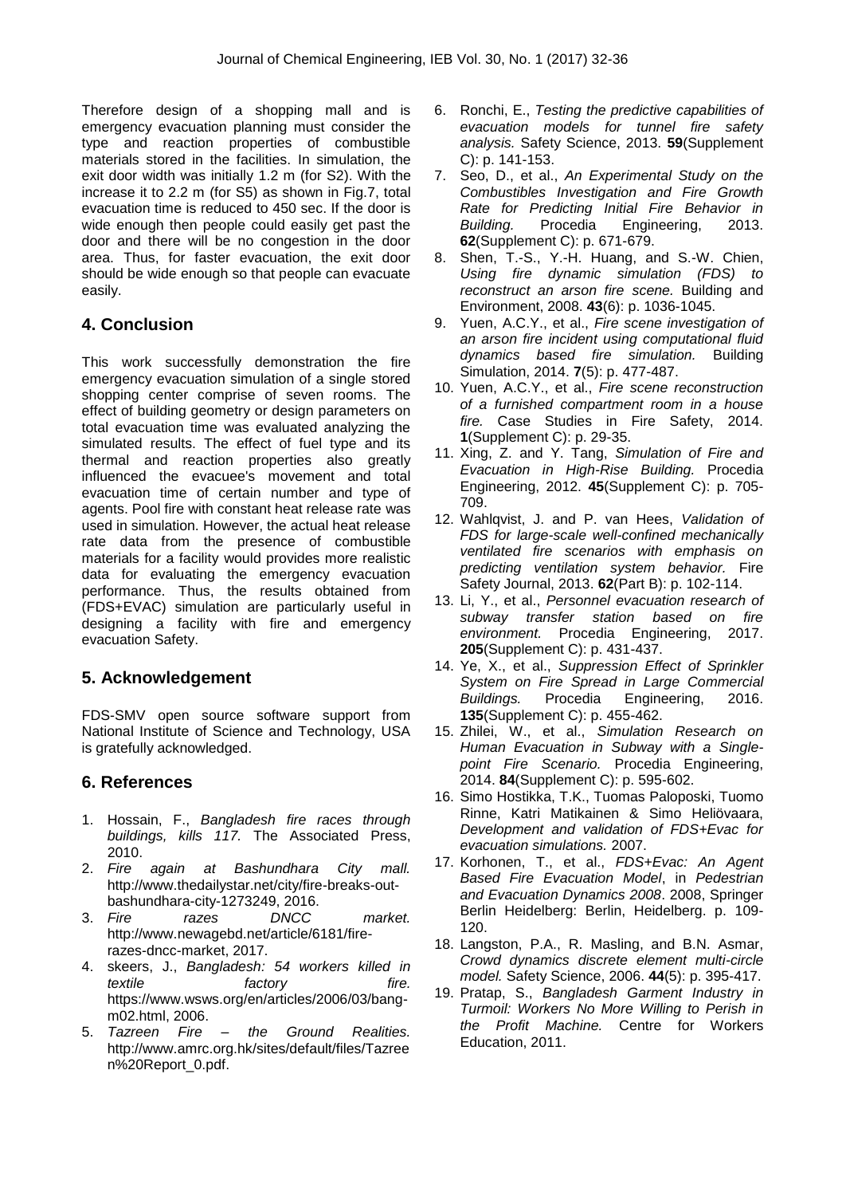Therefore design of a shopping mall and is emergency evacuation planning must consider the type and reaction properties of combustible materials stored in the facilities. In simulation, the exit door width was initially 1.2 m (for S2). With the increase it to 2.2 m (for S5) as shown in Fig.7, total evacuation time is reduced to 450 sec. If the door is wide enough then people could easily get past the door and there will be no congestion in the door area. Thus, for faster evacuation, the exit door should be wide enough so that people can evacuate easily.

## 4. Conclusion

This work successfully demonstration the fire emergency evacuation simulation of a single stored shopping center comprise of seven rooms. The effect of building geometry or design parameters on total evacuation time was evaluated analyzing the simulated results. The effect of fuel type and its thermal and reaction properties also greatly influenced the evacuee's movement and total evacuation time of certain number and type of agents. Pool fire with constant heat release rate was used in simulation. However, the actual heat release rate data from the presence of combustible materials for a facility would provides more realistic data for evaluating the emergency evacuation performance. Thus, the results obtained from (FDS+EVAC) simulation are particularly useful in designing a facility with fire and emergency evacuation Safety.

## 5. Acknowledgement

FDS-SMV open source software support from National Institute of Science and Technology, USA is gratefully acknowledged.

## 6. References

1. Hossain, F., *Bangladesh fire races through buildings, kills 117.* The Associated Press, 2010.
2. *Fire again at Bashundhara City mall.* http://www.thedailystar.net/city/fire-breaks-out-bashundhara-city-1273249, 2016.
3. *Fire razes DNCC market.* http://www.newagebd.net/article/6181/fire-razes-dncc-market, 2017.
4. skeers, J., *Bangladesh: 54 workers killed in textile factory fire.* https://www.wsws.org/en/articles/2006/03/bang-m02.html, 2006.
5. *Tazreen Fire – the Ground Realities.* http://www.amrc.org.hk/sites/default/files/Tazreen%20Report_0.pdf.
6. Ronchi, E., *Testing the predictive capabilities of evacuation models for tunnel fire safety analysis.* Safety Science, 2013. **59**(Supplement C): p. 141-153.
7. Seo, D., et al., *An Experimental Study on the Combustibles Investigation and Fire Growth Rate for Predicting Initial Fire Behavior in Building.* Procedia Engineering, 2013. **62**(Supplement C): p. 671-679.
8. Shen, T.-S., Y.-H. Huang, and S.-W. Chien, *Using fire dynamic simulation (FDS) to reconstruct an arson fire scene.* Building and Environment, 2008. **43**(6): p. 1036-1045.
9. Yuen, A.C.Y., et al., *Fire scene investigation of an arson fire incident using computational fluid dynamics based fire simulation.* Building Simulation, 2014. **7**(5): p. 477-487.
10. Yuen, A.C.Y., et al., *Fire scene reconstruction of a furnished compartment room in a house fire.* Case Studies in Fire Safety, 2014. **1**(Supplement C): p. 29-35.
11. Xing, Z. and Y. Tang, *Simulation of Fire and Evacuation in High-Rise Building.* Procedia Engineering, 2012. **45**(Supplement C): p. 705-709.
12. Wahlqvist, J. and P. van Hees, *Validation of FDS for large-scale well-confined mechanically ventilated fire scenarios with emphasis on predicting ventilation system behavior.* Fire Safety Journal, 2013. **62**(Part B): p. 102-114.
13. Li, Y., et al., *Personnel evacuation research of subway transfer station based on fire environment.* Procedia Engineering, 2017. **205**(Supplement C): p. 431-437.
14. Ye, X., et al., *Suppression Effect of Sprinkler System on Fire Spread in Large Commercial Buildings.* Procedia Engineering, 2016. **135**(Supplement C): p. 455-462.
15. Zhilei, W., et al., *Simulation Research on Human Evacuation in Subway with a Single-point Fire Scenario.* Procedia Engineering, 2014. **84**(Supplement C): p. 595-602.
16. Simo Hostikka, T.K., Tuomas Paloposki, Tuomo Rinne, Katri Matikainen & Simo Heliövaara, *Development and validation of FDS+Evac for evacuation simulations.* 2007.
17. Korhonen, T., et al., *FDS+Evac: An Agent Based Fire Evacuation Model*, in *Pedestrian and Evacuation Dynamics 2008*. 2008, Springer Berlin Heidelberg: Berlin, Heidelberg. p. 109-120.
18. Langston, P.A., R. Masling, and B.N. Asmar, *Crowd dynamics discrete element multi-circle model.* Safety Science, 2006. **44**(5): p. 395-417.
19. Pratap, S., *Bangladesh Garment Industry in Turmoil: Workers No More Willing to Perish in the Profit Machine.* Centre for Workers Education, 2011.